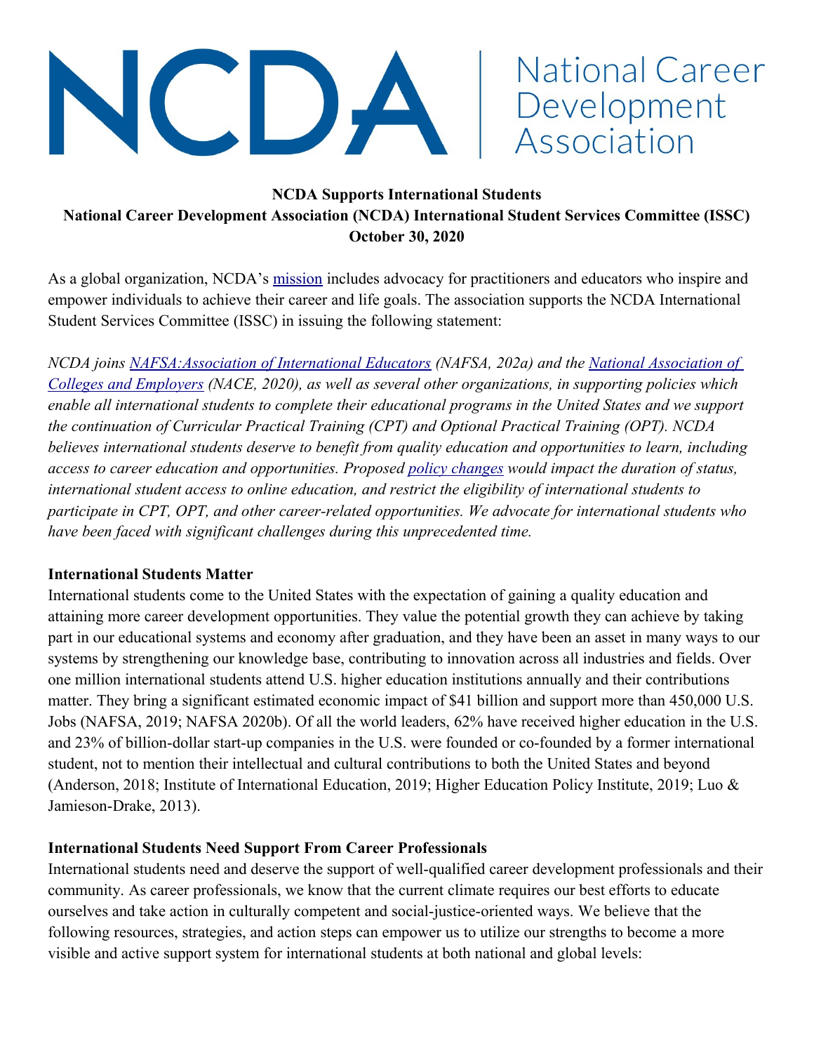# NCDA | National Career Development Association

**NCDA Supports International Students**
**National Career Development Association (NCDA) International Student Services Committee (ISSC)**
**October 30, 2020**

As a global organization, NCDA's mission includes advocacy for practitioners and educators who inspire and empower individuals to achieve their career and life goals. The association supports the NCDA International Student Services Committee (ISSC) in issuing the following statement:

*NCDA joins NAFSA:Association of International Educators (NAFSA, 202a) and the National Association of Colleges and Employers (NACE, 2020), as well as several other organizations, in supporting policies which enable all international students to complete their educational programs in the United States and we support the continuation of Curricular Practical Training (CPT) and Optional Practical Training (OPT). NCDA believes international students deserve to benefit from quality education and opportunities to learn, including access to career education and opportunities. Proposed policy changes would impact the duration of status, international student access to online education, and restrict the eligibility of international students to participate in CPT, OPT, and other career-related opportunities. We advocate for international students who have been faced with significant challenges during this unprecedented time.*

**International Students Matter**

International students come to the United States with the expectation of gaining a quality education and attaining more career development opportunities. They value the potential growth they can achieve by taking part in our educational systems and economy after graduation, and they have been an asset in many ways to our systems by strengthening our knowledge base, contributing to innovation across all industries and fields. Over one million international students attend U.S. higher education institutions annually and their contributions matter. They bring a significant estimated economic impact of $41 billion and support more than 450,000 U.S. Jobs (NAFSA, 2019; NAFSA 2020b). Of all the world leaders, 62% have received higher education in the U.S. and 23% of billion-dollar start-up companies in the U.S. were founded or co-founded by a former international student, not to mention their intellectual and cultural contributions to both the United States and beyond (Anderson, 2018; Institute of International Education, 2019; Higher Education Policy Institute, 2019; Luo & Jamieson-Drake, 2013).

**International Students Need Support From Career Professionals**

International students need and deserve the support of well-qualified career development professionals and their community. As career professionals, we know that the current climate requires our best efforts to educate ourselves and take action in culturally competent and social-justice-oriented ways. We believe that the following resources, strategies, and action steps can empower us to utilize our strengths to become a more visible and active support system for international students at both national and global levels: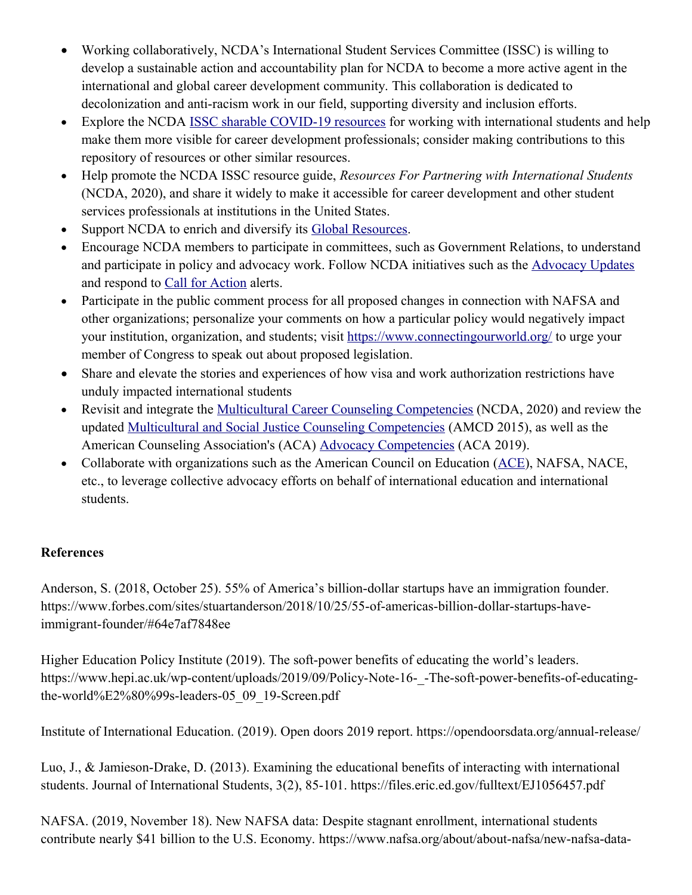- Working collaboratively, NCDA's International Student Services Committee (ISSC) is willing to develop a sustainable action and accountability plan for NCDA to become a more active agent in the international and global career development community. This collaboration is dedicated to decolonization and anti-racism work in our field, supporting diversity and inclusion efforts.
- Explore the NCDA ISSC sharable COVID-19 resources for working with international students and help make them more visible for career development professionals; consider making contributions to this repository of resources or other similar resources.
- Help promote the NCDA ISSC resource guide, *Resources For Partnering with International Students* (NCDA, 2020), and share it widely to make it accessible for career development and other student services professionals at institutions in the United States.
- Support NCDA to enrich and diversify its Global Resources.
- Encourage NCDA members to participate in committees, such as Government Relations, to understand and participate in policy and advocacy work. Follow NCDA initiatives such as the Advocacy Updates and respond to Call for Action alerts.
- Participate in the public comment process for all proposed changes in connection with NAFSA and other organizations; personalize your comments on how a particular policy would negatively impact your institution, organization, and students; visit https://www.connectingourworld.org/ to urge your member of Congress to speak out about proposed legislation.
- Share and elevate the stories and experiences of how visa and work authorization restrictions have unduly impacted international students
- Revisit and integrate the Multicultural Career Counseling Competencies (NCDA, 2020) and review the updated Multicultural and Social Justice Counseling Competencies (AMCD 2015), as well as the American Counseling Association's (ACA) Advocacy Competencies (ACA 2019).
- Collaborate with organizations such as the American Council on Education (ACE), NAFSA, NACE, etc., to leverage collective advocacy efforts on behalf of international education and international students.

**References**

Anderson, S. (2018, October 25). 55% of America's billion-dollar startups have an immigration founder. https://www.forbes.com/sites/stuartanderson/2018/10/25/55-of-americas-billion-dollar-startups-have-immigrant-founder/#64e7af7848ee

Higher Education Policy Institute (2019). The soft-power benefits of educating the world's leaders. https://www.hepi.ac.uk/wp-content/uploads/2019/09/Policy-Note-16-_-The-soft-power-benefits-of-educating-the-world%E2%80%99s-leaders-05_09_19-Screen.pdf

Institute of International Education. (2019). Open doors 2019 report. https://opendoorsdata.org/annual-release/

Luo, J., & Jamieson-Drake, D. (2013). Examining the educational benefits of interacting with international students. Journal of International Students, 3(2), 85-101. https://files.eric.ed.gov/fulltext/EJ1056457.pdf

NAFSA. (2019, November 18). New NAFSA data: Despite stagnant enrollment, international students contribute nearly $41 billion to the U.S. Economy. https://www.nafsa.org/about/about-nafsa/new-nafsa-data-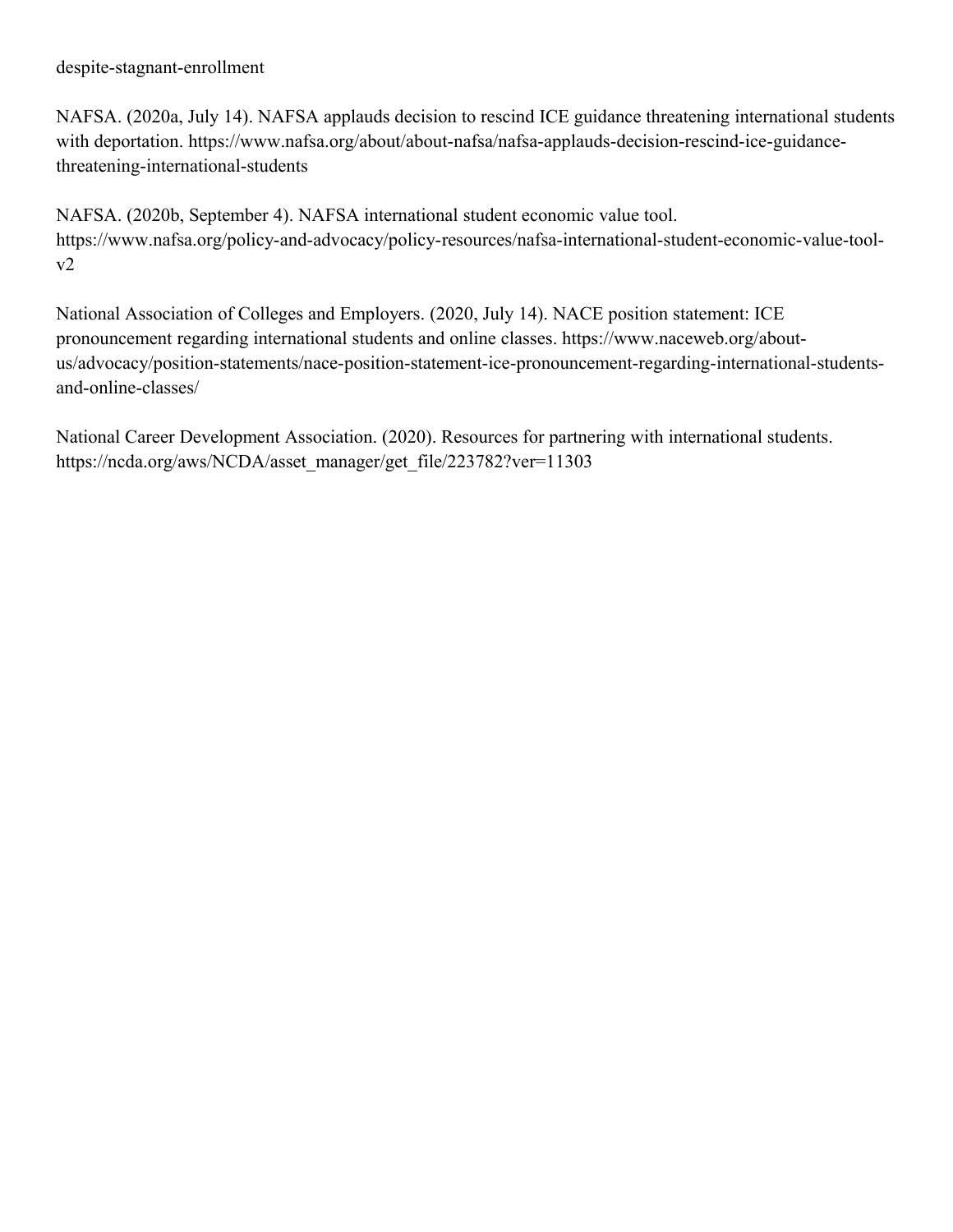despite-stagnant-enrollment

NAFSA. (2020a, July 14). NAFSA applauds decision to rescind ICE guidance threatening international students with deportation. https://www.nafsa.org/about/about-nafsa/nafsa-applauds-decision-rescind-ice-guidance-threatening-international-students

NAFSA. (2020b, September 4). NAFSA international student economic value tool. https://www.nafsa.org/policy-and-advocacy/policy-resources/nafsa-international-student-economic-value-tool-v2

National Association of Colleges and Employers. (2020, July 14). NACE position statement: ICE pronouncement regarding international students and online classes. https://www.naceweb.org/about-us/advocacy/position-statements/nace-position-statement-ice-pronouncement-regarding-international-students-and-online-classes/

National Career Development Association. (2020). Resources for partnering with international students. https://ncda.org/aws/NCDA/asset_manager/get_file/223782?ver=11303